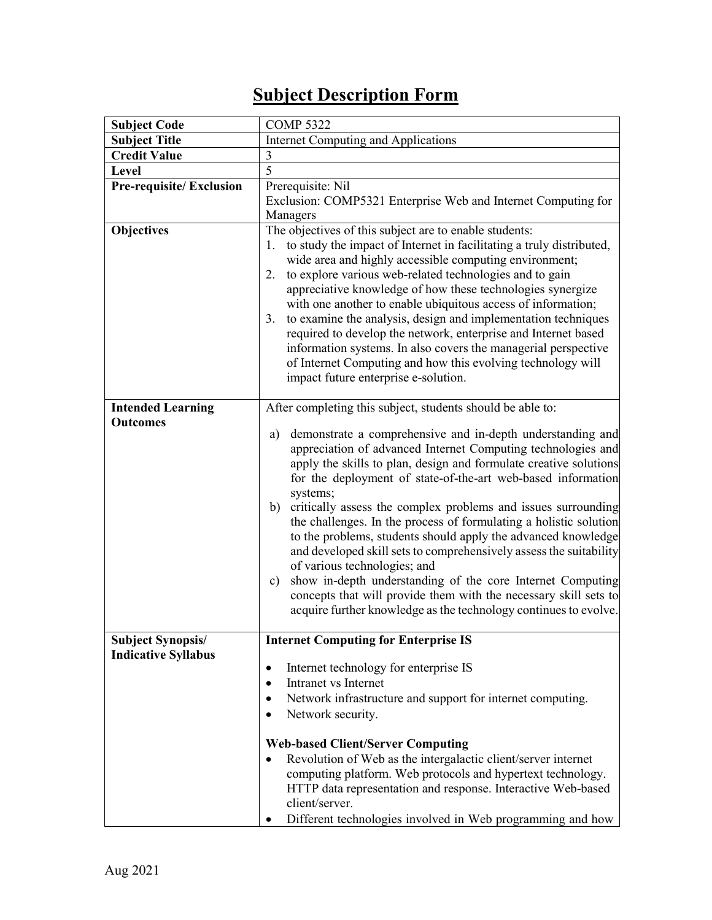# Subject Description Form

| | |
|---|---|
| **Subject Code** | COMP 5322 |
| **Subject Title** | Internet Computing and Applications |
| **Credit Value** | 3 |
| **Level** | 5 |
| **Pre-requisite/ Exclusion** | Prerequisite: Nil<br>Exclusion: COMP5321 Enterprise Web and Internet Computing for Managers |
| **Objectives** | The objectives of this subject are to enable students:<br>1. to study the impact of Internet in facilitating a truly distributed, wide area and highly accessible computing environment;<br>2. to explore various web-related technologies and to gain appreciative knowledge of how these technologies synergize with one another to enable ubiquitous access of information;<br>3. to examine the analysis, design and implementation techniques required to develop the network, enterprise and Internet based information systems. In also covers the managerial perspective of Internet Computing and how this evolving technology will impact future enterprise e-solution. |
| **Intended Learning Outcomes** | After completing this subject, students should be able to:<br>a) demonstrate a comprehensive and in-depth understanding and appreciation of advanced Internet Computing technologies and apply the skills to plan, design and formulate creative solutions for the deployment of state-of-the-art web-based information systems;<br>b) critically assess the complex problems and issues surrounding the challenges. In the process of formulating a holistic solution to the problems, students should apply the advanced knowledge and developed skill sets to comprehensively assess the suitability of various technologies; and<br>c) show in-depth understanding of the core Internet Computing concepts that will provide them with the necessary skill sets to acquire further knowledge as the technology continues to evolve. |
| **Subject Synopsis/ Indicative Syllabus** | **Internet Computing for Enterprise IS**<br>• Internet technology for enterprise IS<br>• Intranet vs Internet<br>• Network infrastructure and support for internet computing.<br>• Network security.<br><br>**Web-based Client/Server Computing**<br>• Revolution of Web as the intergalactic client/server internet computing platform. Web protocols and hypertext technology. HTTP data representation and response. Interactive Web-based client/server.<br>• Different technologies involved in Web programming and how |

Aug 2021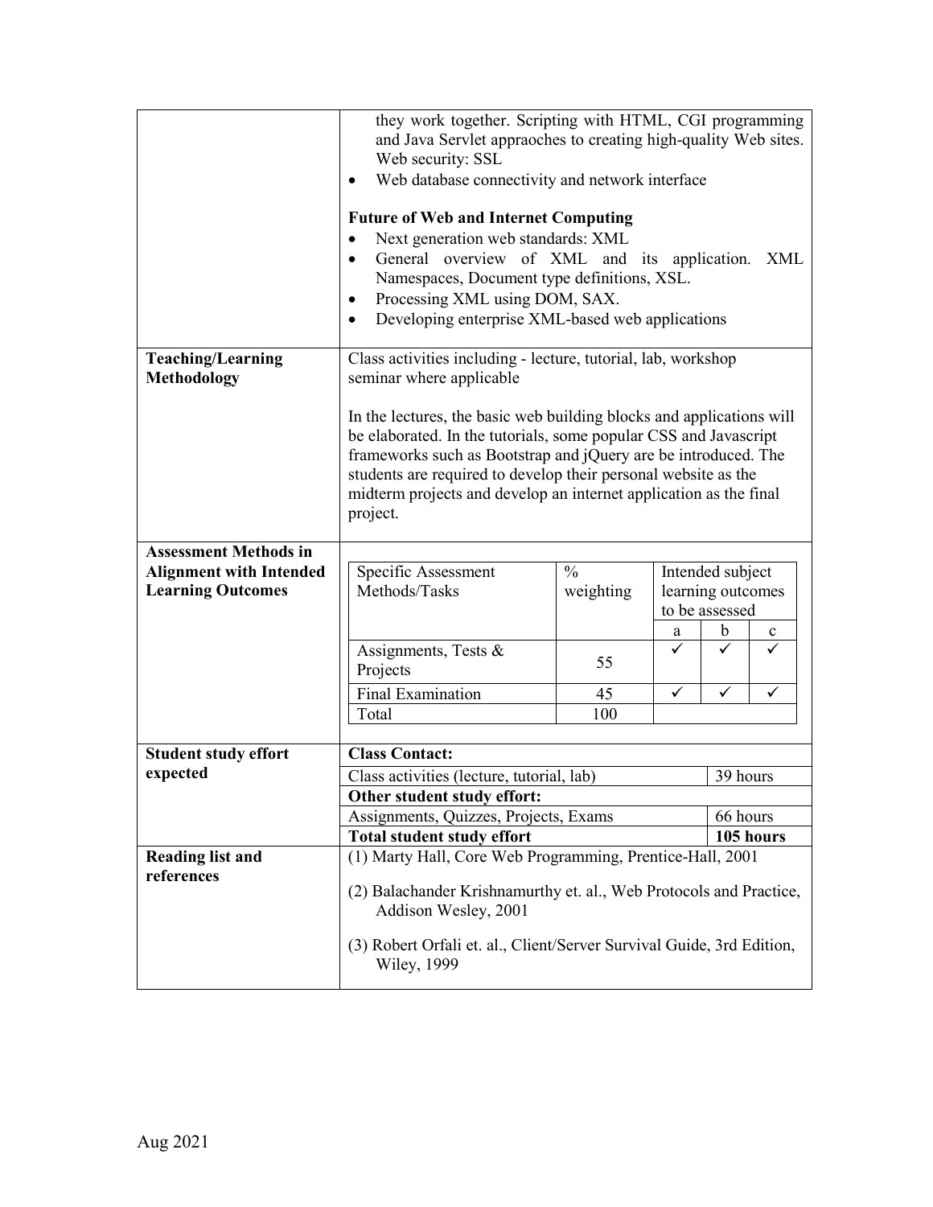| | |
|---|---|
| | they work together. Scripting with HTML, CGI programming and Java Servlet appraoches to creating high-quality Web sites. Web security: SSL<br>• Web database connectivity and network interface<br><br>**Future of Web and Internet Computing**<br>• Next generation web standards: XML<br>• General overview of XML and its application. XML Namespaces, Document type definitions, XSL.<br>• Processing XML using DOM, SAX.<br>• Developing enterprise XML-based web applications |
| **Teaching/Learning Methodology** | Class activities including - lecture, tutorial, lab, workshop seminar where applicable<br><br>In the lectures, the basic web building blocks and applications will be elaborated. In the tutorials, some popular CSS and Javascript frameworks such as Bootstrap and jQuery are be introduced. The students are required to develop their personal website as the midterm projects and develop an internet application as the final project. |
| **Assessment Methods in Alignment with Intended Learning Outcomes** | (see table below) |

| Specific Assessment Methods/Tasks | % weighting | Intended subject learning outcomes to be assessed | | |
|---|---|---|---|---|
| | | a | b | c |
| Assignments, Tests & Projects | 55 | ✓ | ✓ | ✓ |
| Final Examination | 45 | ✓ | ✓ | ✓ |
| Total | 100 | | | |

**Student study effort expected**

| | |
|---|---|
| **Class Contact:** | |
| Class activities (lecture, tutorial, lab) | 39 hours |
| **Other student study effort:** | |
| Assignments, Quizzes, Projects, Exams | 66 hours |
| **Total student study effort** | **105 hours** |

**Reading list and references**

(1) Marty Hall, Core Web Programming, Prentice-Hall, 2001

(2) Balachander Krishnamurthy et. al., Web Protocols and Practice, Addison Wesley, 2001

(3) Robert Orfali et. al., Client/Server Survival Guide, 3rd Edition, Wiley, 1999

Aug 2021